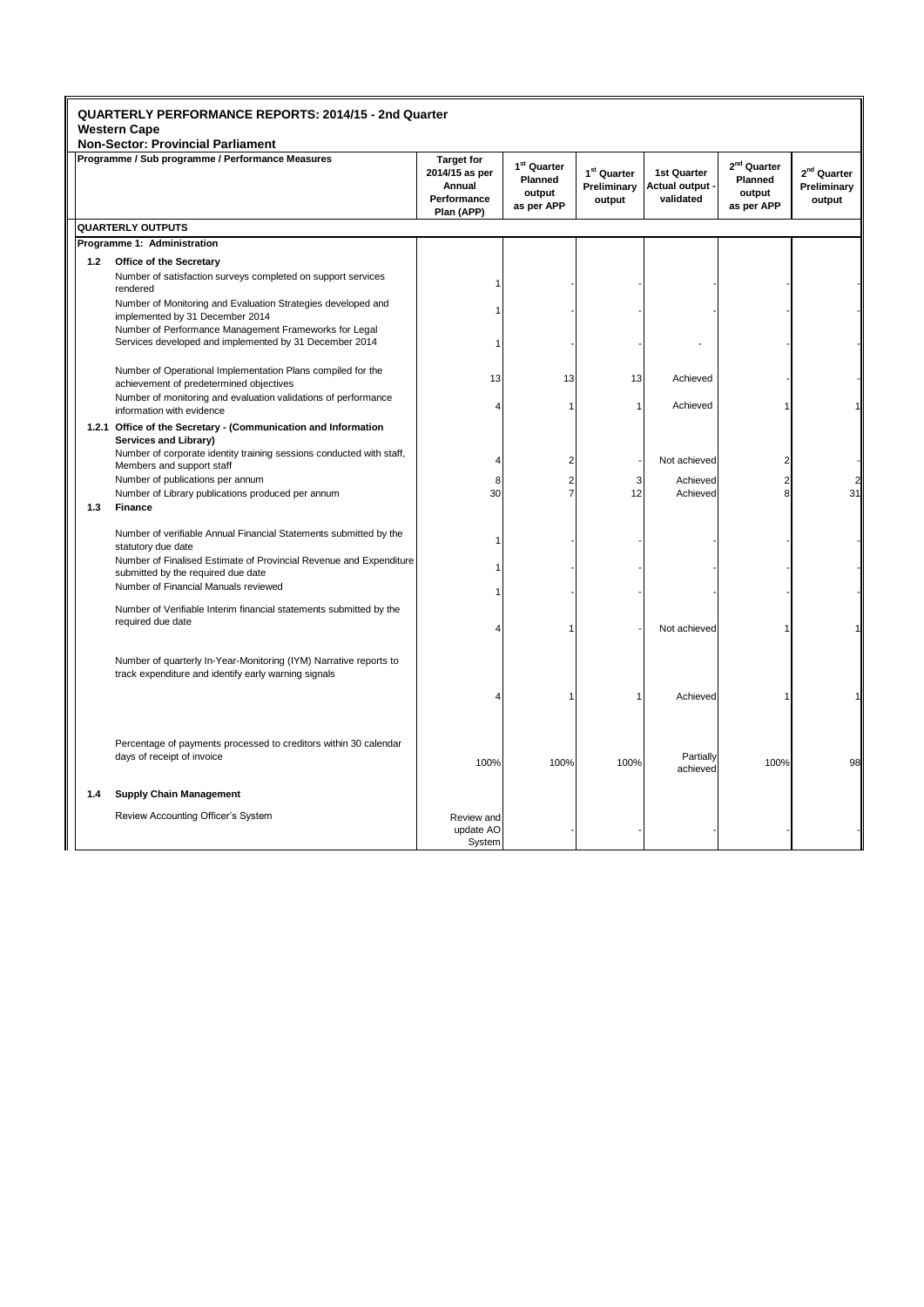## QUARTERLY PERFORMANCE REPORTS: 2014/15 - 2nd Quarter

**Western Cape**

**Non-Sector: Provincial Parliament**

| Programme / Sub programme / Performance Measures | | Target for 2014/15 as per Annual Performance Plan (APP) | 1st Quarter Planned output as per APP | 1st Quarter Preliminary output | 1st Quarter Actual output - validated | 2nd Quarter Planned output as per APP | 2nd Quarter Preliminary output |
|---|---|---|---|---|---|---|---|
| **QUARTERLY OUTPUTS** | | | | | | | |
| **Programme 1: Administration** | | | | | | | |
| **1.2** | **Office of the Secretary** | | | | | | |
| | Number of satisfaction surveys completed on support services rendered | 1 | - | - | - | - | - |
| | Number of Monitoring and Evaluation Strategies developed and implemented by 31 December 2014 | 1 | - | - | - | - | - |
| | Number of Performance Management Frameworks for Legal Services developed and implemented by 31 December 2014 | 1 | - | - | - | - | - |
| | Number of Operational Implementation Plans compiled for the achievement of predetermined objectives | 13 | 13 | 13 | Achieved | - | - |
| | Number of monitoring and evaluation validations of performance information with evidence | 4 | 1 | 1 | Achieved | 1 | 1 |
| **1.2.1** | **Office of the Secretary - (Communication and Information Services and Library)** | | | | | | |
| | Number of corporate identity training sessions conducted with staff, Members and support staff | 4 | 2 | - | Not achieved | 2 | - |
| | Number of publications per annum | 8 | 2 | 3 | Achieved | 2 | 2 |
| | Number of Library publications produced per annum | 30 | 7 | 12 | Achieved | 8 | 31 |
| **1.3** | **Finance** | | | | | | |
| | Number of verifiable Annual Financial Statements submitted by the statutory due date | 1 | - | - | - | - | - |
| | Number of Finalised Estimate of Provincial Revenue and Expenditure submitted by the required due date | 1 | - | - | - | - | - |
| | Number of Financial Manuals reviewed | 1 | - | - | - | - | - |
| | Number of Verifiable Interim financial statements submitted by the required due date | 4 | 1 | - | Not achieved | 1 | 1 |
| | Number of quarterly In-Year-Monitoring (IYM) Narrative reports to track expenditure and identify early warning signals | 4 | 1 | 1 | Achieved | 1 | 1 |
| | Percentage of payments processed to creditors within 30 calendar days of receipt of invoice | 100% | 100% | 100% | Partially achieved | 100% | 98 |
| **1.4** | **Supply Chain Management** | | | | | | |
| | Review Accounting Officer's System | Review and update AO System | - | - | - | - | - |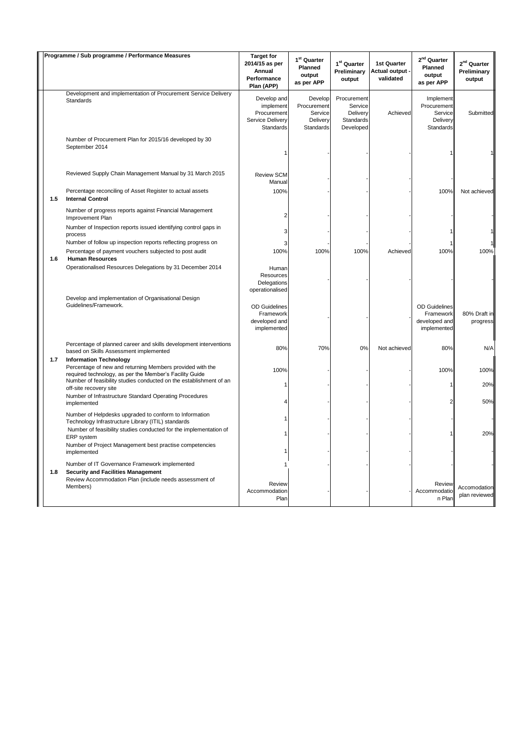| | Programme / Sub programme / Performance Measures | Target for 2014/15 as per Annual Performance Plan (APP) | 1st Quarter Planned output as per APP | 1st Quarter Preliminary output | 1st Quarter Actual output - validated | 2nd Quarter Planned output as per APP | 2nd Quarter Preliminary output |
|---|---|---|---|---|---|---|---|
| | Development and implementation of Procurement Service Delivery Standards | Develop and implement Procurement Service Delivery Standards | Develop Procurement Service Delivery Standards | Procurement Service Delivery Standards Developed | Achieved | Implement Procurement Service Delivery Standards | Submitted |
| | Number of Procurement Plan for 2015/16 developed by 30 September 2014 | 1 | - | - | - | 1 | 1 |
| | Reviewed Supply Chain Management Manual by 31 March 2015 | Review SCM Manual | - | - | - | - | - |
| | Percentage reconciling of Asset Register to actual assets | 100% | - | - | - | 100% | Not achieved |
| **1.5** | **Internal Control** | | | | | | |
| | Number of progress reports against Financial Management Improvement Plan | 2 | - | - | - | - | - |
| | Number of Inspection reports issued identifying control gaps in process | 3 | - | - | - | 1 | 1 |
| | Number of follow up inspection reports reflecting progress on | 3 | - | - | - | 1 | 1 |
| | Percentage of payment vouchers subjected to post audit | 100% | 100% | 100% | Achieved | 100% | 100% |
| **1.6** | **Human Resources** | | | | | | |
| | Operationalised Resources Delegations by 31 December 2014 | Human Resources Delegations operationalised | - | - | - | - | - |
| | Develop and implementation of Organisational Design Guidelines/Framework. | OD Guidelines Framework developed and implemented | - | - | - | OD Guidelines Framework developed and implemented | 80% Draft in progress |
| | Percentage of planned career and skills development interventions based on Skills Assessment implemented | 80% | 70% | 0% | Not achieved | 80% | N/A |
| **1.7** | **Information Technology** | | | | | | |
| | Percentage of new and returning Members provided with the required technology, as per the Member's Facility Guide | 100% | - | - | - | 100% | 100% |
| | Number of feasibility studies conducted on the establishment of an off-site recovery site | 1 | - | - | - | 1 | 20% |
| | Number of Infrastructure Standard Operating Procedures implemented | 4 | - | - | - | 2 | 50% |
| | Number of Helpdesks upgraded to conform to Information Technology Infrastructure Library (ITIL) standards | 1 | - | - | - | - | - |
| | Number of feasibility studies conducted for the implementation of ERP system | 1 | - | - | - | 1 | 20% |
| | Number of Project Management best practise competencies implemented | 1 | - | - | - | - | - |
| | Number of IT Governance Framework implemented | 1 | - | - | - | - | - |
| **1.8** | **Security and Facilities Management** | | | | | | |
| | Review Accommodation Plan (include needs assessment of Members) | Review Accommodation Plan | - | - | - | Review Accommodation Plan | Accomodation plan reviewed |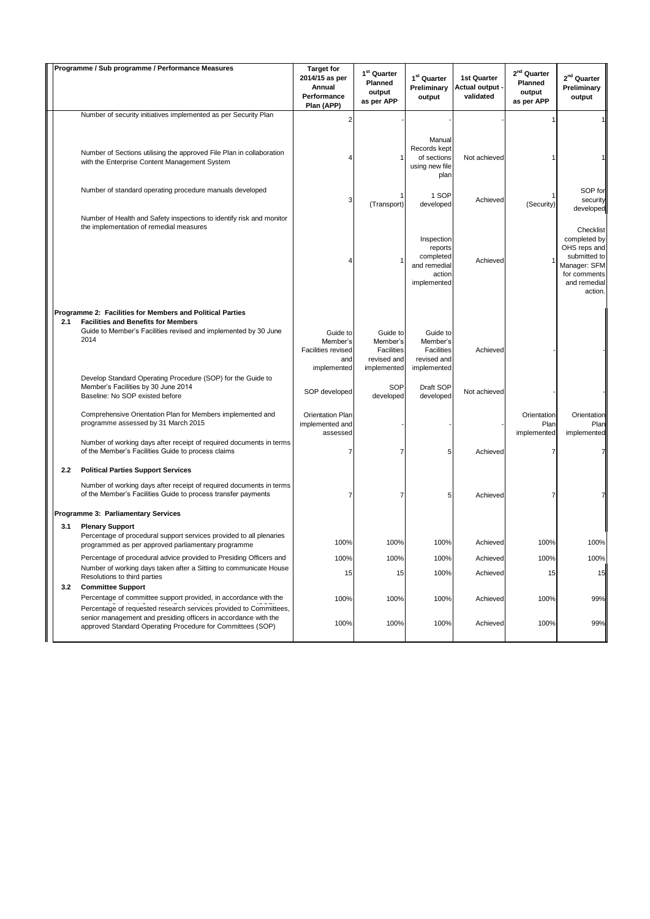| | Programme / Sub programme / Performance Measures | Target for 2014/15 as per Annual Performance Plan (APP) | 1st Quarter Planned output as per APP | 1st Quarter Preliminary output | 1st Quarter Actual output - validated | 2nd Quarter Planned output as per APP | 2nd Quarter Preliminary output |
|---|---|---|---|---|---|---|---|
| | Number of security initiatives implemented as per Security Plan | 2 | - | - | - | 1 | 1 |
| | Number of Sections utilising the approved File Plan in collaboration with the Enterprise Content Management System | 4 | 1 | Manual Records kept of sections using new file plan | Not achieved | 1 | 1 |
| | Number of standard operating procedure manuals developed | 3 | 1 (Transport) | 1 SOP developed | Achieved | 1 (Security) | SOP for security developed |
| | Number of Health and Safety inspections to identify risk and monitor the implementation of remedial measures | 4 | 1 | Inspection reports completed and remedial action implemented | Achieved | 1 | Checklist completed by OHS reps and submitted to Manager: SFM for comments and remedial action. |
| | **Programme 2: Facilities for Members and Political Parties** | | | | | | |
| **2.1** | **Facilities and Benefits for Members** | | | | | | |
| | Guide to Member's Facilities revised and implemented by 30 June 2014 | Guide to Member's Facilities revised and implemented | Guide to Member's Facilities revised and implemented | Guide to Member's Facilities revised and implemented | Achieved | - | - |
| | Develop Standard Operating Procedure (SOP) for the Guide to Member's Facilities by 30 June 2014<br>Baseline: No SOP existed before | SOP developed | SOP developed | Draft SOP developed | Not achieved | - | - |
| | Comprehensive Orientation Plan for Members implemented and programme assessed by 31 March 2015 | Orientation Plan implemented and assessed | - | - | - | Orientation Plan implemented | Orientation Plan implemented |
| | Number of working days after receipt of required documents in terms of the Member's Facilities Guide to process claims | 7 | 7 | 5 | Achieved | 7 | 7 |
| **2.2** | **Political Parties Support Services** | | | | | | |
| | Number of working days after receipt of required documents in terms of the Member's Facilities Guide to process transfer payments | 7 | 7 | 5 | Achieved | 7 | 7 |
| | **Programme 3: Parliamentary Services** | | | | | | |
| **3.1** | **Plenary Support** | | | | | | |
| | Percentage of procedural support services provided to all plenaries programmed as per approved parliamentary programme | 100% | 100% | 100% | Achieved | 100% | 100% |
| | Percentage of procedural advice provided to Presiding Officers and | 100% | 100% | 100% | Achieved | 100% | 100% |
| | Number of working days taken after a Sitting to communicate House Resolutions to third parties | 15 | 15 | 100% | Achieved | 15 | 15 |
| **3.2** | **Committee Support** | | | | | | |
| | Percentage of committee support provided, in accordance with the | 100% | 100% | 100% | Achieved | 100% | 99% |
| | Percentage of requested research services provided to Committees, senior management and presiding officers in accordance with the approved Standard Operating Procedure for Committees (SOP) | 100% | 100% | 100% | Achieved | 100% | 99% |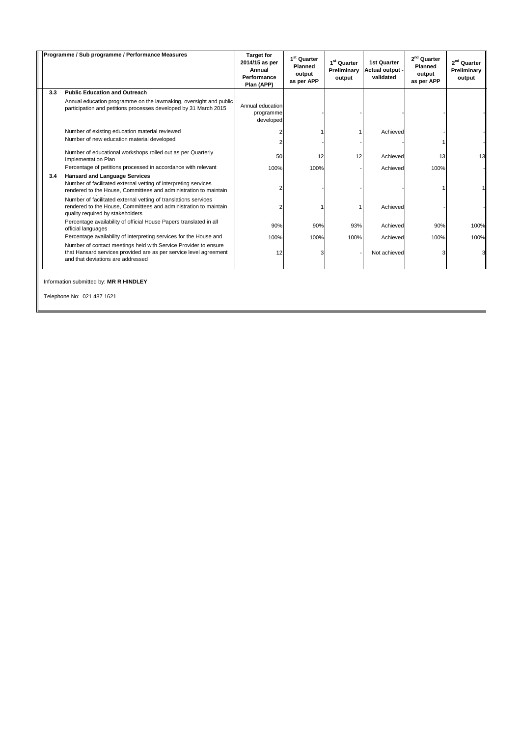| Programme / Sub programme / Performance Measures | | Target for 2014/15 as per Annual Performance Plan (APP) | 1st Quarter Planned output as per APP | 1st Quarter Preliminary output | 1st Quarter Actual output - validated | 2nd Quarter Planned output as per APP | 2nd Quarter Preliminary output |
|---|---|---|---|---|---|---|---|
| 3.3 | **Public Education and Outreach** | | | | | | |
| | Annual education programme on the lawmaking, oversight and public participation and petitions processes developed by 31 March 2015 | Annual education programme developed | - | - | - | - | - |
| | Number of existing education material reviewed | 2 | 1 | 1 | Achieved | - | - |
| | Number of new education material developed | 2 | - | - | - | 1 | - |
| | Number of educational workshops rolled out as per Quarterly Implementation Plan | 50 | 12 | 12 | Achieved | 13 | 13 |
| | Percentage of petitions processed in accordance with relevant | 100% | 100% | - | Achieved | 100% | - |
| 3.4 | **Hansard and Language Services** | | | | | | |
| | Number of facilitated external vetting of interpreting services rendered to the House, Committees and administration to maintain | 2 | - | - | - | 1 | 1 |
| | Number of facilitated external vetting of translations services rendered to the House, Committees and administration to maintain quality required by stakeholders | 2 | 1 | 1 | Achieved | - | - |
| | Percentage availability of official House Papers translated in all official languages | 90% | 90% | 93% | Achieved | 90% | 100% |
| | Percentage availability of interpreting services for the House and | 100% | 100% | 100% | Achieved | 100% | 100% |
| | Number of contact meetings held with Service Provider to ensure that Hansard services provided are as per service level agreement and that deviations are addressed | 12 | 3 | - | Not achieved | 3 | 3 |

Information submitted by: **MR R HINDLEY**

Telephone No: 021 487 1621